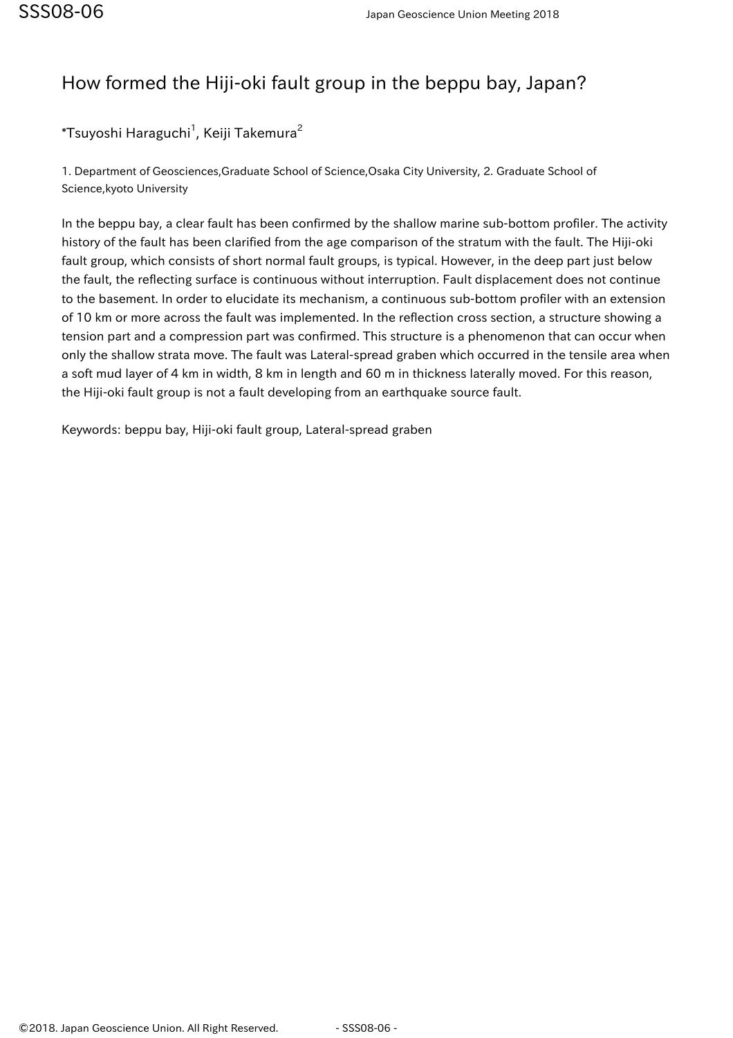# How formed the Hiji-oki fault group in the beppu bay, Japan?

*Tsuyoshi Haraguchi[1], Keiji Takemura[2]

1. Department of Geosciences,Graduate School of Science,Osaka City University, 2. Graduate School of Science,kyoto University

In the beppu bay, a clear fault has been confirmed by the shallow marine sub-bottom profiler. The activity history of the fault has been clarified from the age comparison of the stratum with the fault. The Hiji-oki fault group, which consists of short normal fault groups, is typical. However, in the deep part just below the fault, the reflecting surface is continuous without interruption. Fault displacement does not continue to the basement. In order to elucidate its mechanism, a continuous sub-bottom profiler with an extension of 10 km or more across the fault was implemented. In the reflection cross section, a structure showing a tension part and a compression part was confirmed. This structure is a phenomenon that can occur when only the shallow strata move. The fault was Lateral-spread graben which occurred in the tensile area when a soft mud layer of 4 km in width, 8 km in length and 60 m in thickness laterally moved. For this reason, the Hiji-oki fault group is not a fault developing from an earthquake source fault.

Keywords: beppu bay, Hiji-oki fault group, Lateral-spread graben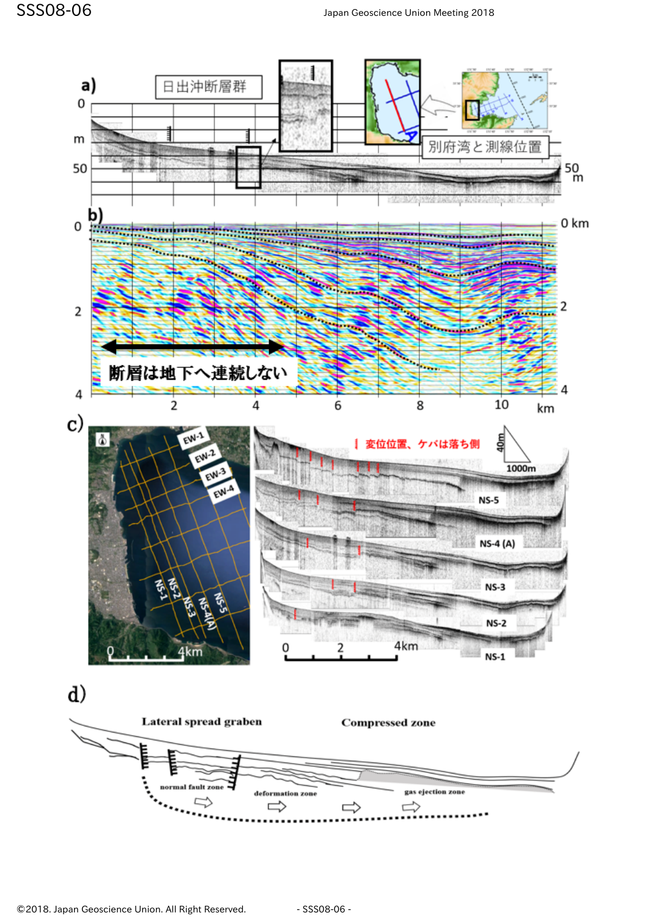a)

日出沖断層群

0

m

50

50

m

別府湾と測線位置

b)

0

0 km

2

2

断層は地下へ連続しない

4

4

2

4

6

8

10

km

c)

EW-1

EW-2

EW-3

EW-4

NS-1

NS-2

NS-3

NS-4(A)

NS-5

0

4km

変位位置、ケバは落ち側

40m

1000m

NS-5

NS-4 (A)

NS-3

NS-2

NS-1

0

2

4km

d)

Lateral spread graben

Compressed zone

normal fault zone

deformation zone

gas ejection zone